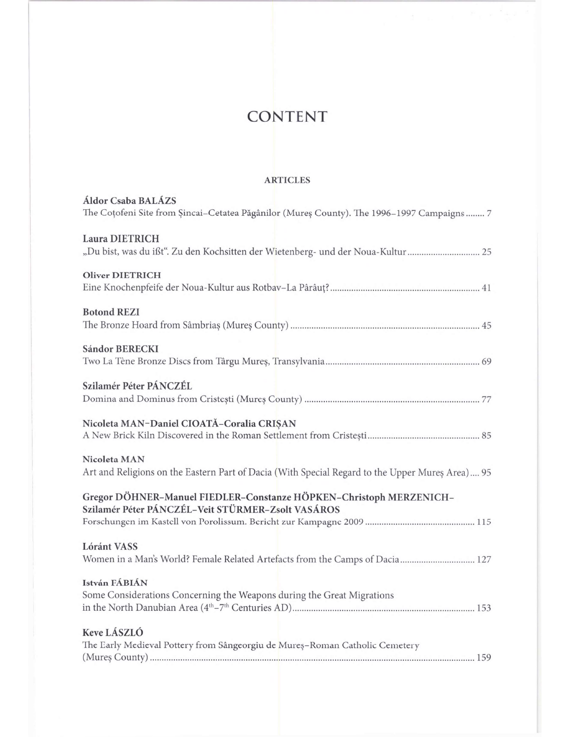# CONTENT

## ARTICLES

**Áldor Csaba BALÁZS**
The Coțofeni Site from Șincai–Cetatea Păgânilor (Mureș County). The 1996–1997 Campaigns ........ 7

**Laura DIETRICH**
„Du bist, was du ißt". Zu den Kochsitten der Wietenberg- und der Noua-Kultur ........ 25

**Oliver DIETRICH**
Eine Knochenpfeife der Noua-Kultur aus Rotbav–La Pârâuț? ........ 41

**Botond REZI**
The Bronze Hoard from Sâmbriaș (Mureș County) ........ 45

**Sándor BERECKI**
Two La Tène Bronze Discs from Târgu Mureș, Transylvania ........ 69

**Szilamér Péter PÁNCZÉL**
Domina and Dominus from Cristești (Mureș County) ........ 77

**Nicoleta MAN–Daniel CIOATĂ–Coralia CRIȘAN**
A New Brick Kiln Discovered in the Roman Settlement from Cristești ........ 85

**Nicoleta MAN**
Art and Religions on the Eastern Part of Dacia (With Special Regard to the Upper Mureș Area) .... 95

**Gregor DÖHNER–Manuel FIEDLER–Constanze HÖPKEN–Christoph MERZENICH–Szilamér Péter PÁNCZÉL–Veit STÜRMER–Zsolt VASÁROS**
Forschungen im Kastell von Porolissum. Bericht zur Kampagne 2009 ........ 115

**Lóránt VASS**
Women in a Man's World? Female Related Artefacts from the Camps of Dacia ........ 127

**István FÁBIÁN**
Some Considerations Concerning the Weapons during the Great Migrations in the North Danubian Area (4th–7th Centuries AD) ........ 153

**Keve LÁSZLÓ**
The Early Medieval Pottery from Sângeorgiu de Mureș–Roman Catholic Cemetery (Mureș County) ........ 159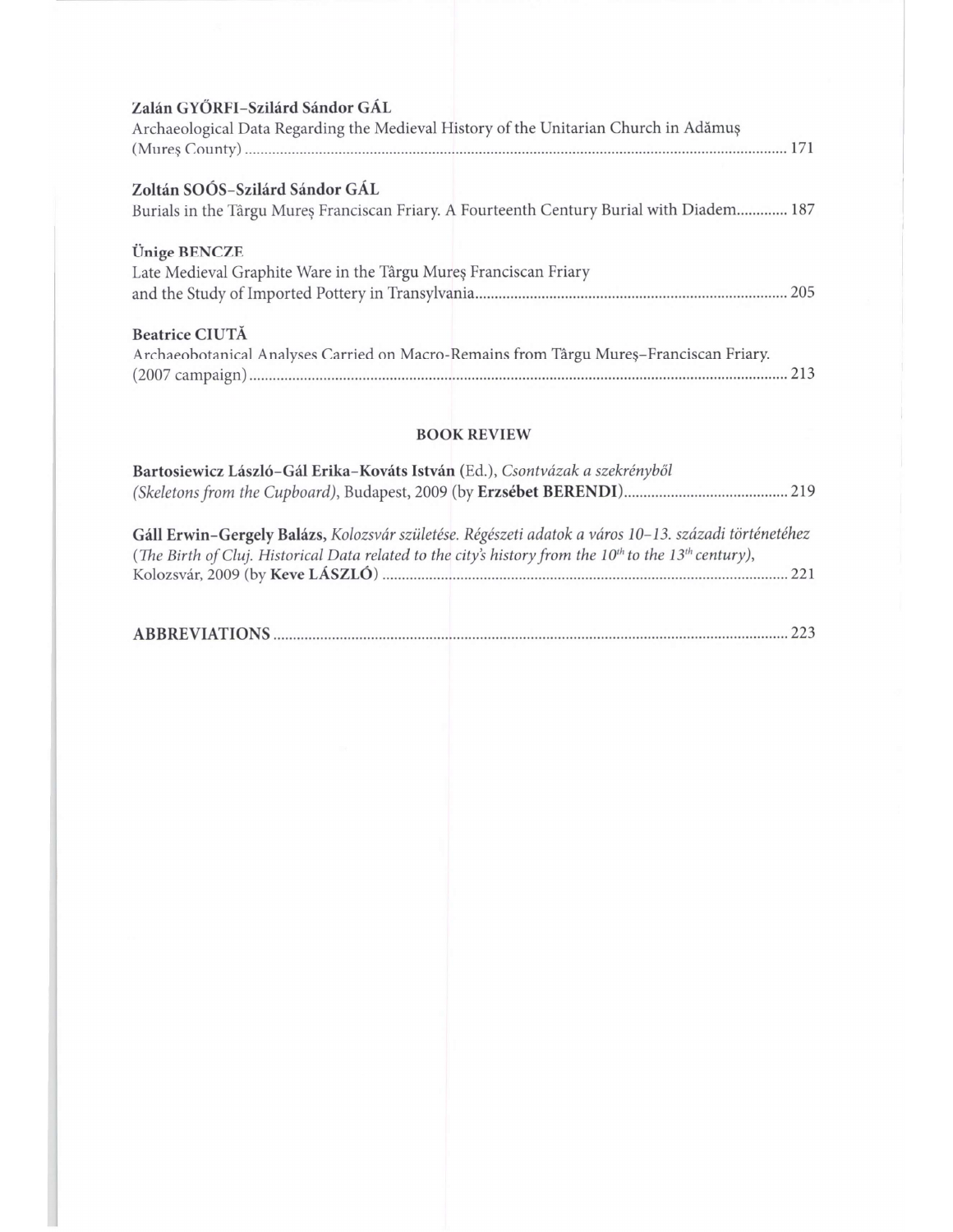**Zalán GYŐRFI–Szilárd Sándor GÁL**
Archaeological Data Regarding the Medieval History of the Unitarian Church in Adămuş (Mureş County) ........................................................................................................................ 171

**Zoltán SOÓS–Szilárd Sándor GÁL**
Burials in the Târgu Mureş Franciscan Friary. A Fourteenth Century Burial with Diadem............. 187

**Ünige BENCZE**
Late Medieval Graphite Ware in the Târgu Mureş Franciscan Friary and the Study of Imported Pottery in Transylvania.............................................................................. 205

**Beatrice CIUTĂ**
Archaeobotanical Analyses Carried on Macro-Remains from Târgu Mureş–Franciscan Friary. (2007 campaign)........................................................................................................................ 213

## BOOK REVIEW

**Bartosiewicz László–Gál Erika–Kováts István** (Ed.), *Csontvázak a szekrényből (Skeletons from the Cupboard)*, Budapest, 2009 (by **Erzsébet BERENDI**).......................................... 219

**Gáll Erwin–Gergely Balázs,** *Kolozsvár születése. Régészeti adatok a város 10–13. századi történetéhez (The Birth of Cluj. Historical Data related to the city's history from the 10th to the 13th century)*, Kolozsvár, 2009 (by **Keve LÁSZLÓ**) ....................................................................................................... 221

**ABBREVIATIONS** ................................................................................................................................. 223